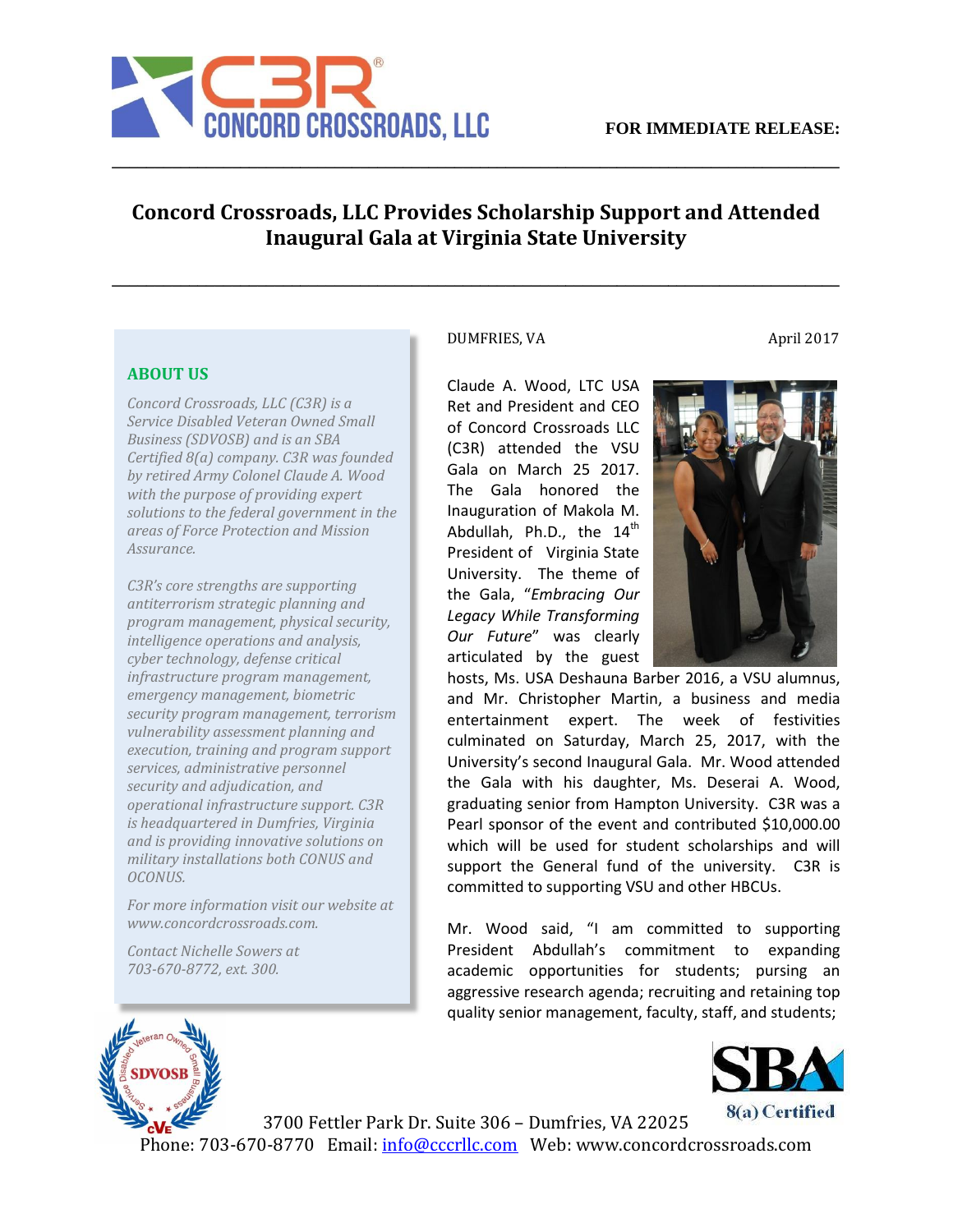CONCORD CROSSROADS, LLC

**FOR IMMEDIATE RELEASE:**

# Concord Crossroads, LLC Provides Scholarship Support and Attended Inaugural Gala at Virginia State University

## ABOUT US

*Concord Crossroads, LLC (C3R) is a Service Disabled Veteran Owned Small Business (SDVOSB) and is an SBA Certified 8(a) company. C3R was founded by retired Army Colonel Claude A. Wood with the purpose of providing expert solutions to the federal government in the areas of Force Protection and Mission Assurance.*

*C3R's core strengths are supporting antiterrorism strategic planning and program management, physical security, intelligence operations and analysis, cyber technology, defense critical infrastructure program management, emergency management, biometric security program management, terrorism vulnerability assessment planning and execution, training and program support services, administrative personnel security and adjudication, and operational infrastructure support. C3R is headquartered in Dumfries, Virginia and is providing innovative solutions on military installations both CONUS and OCONUS.*

*For more information visit our website at www.concordcrossroads.com.*

*Contact Nichelle Sowers at 703-670-8772, ext. 300.*

DUMFRIES, VA April 2017

Claude A. Wood, LTC USA Ret and President and CEO of Concord Crossroads LLC (C3R) attended the VSU Gala on March 25 2017. The Gala honored the Inauguration of Makola M. Abdullah, Ph.D., the 14th President of Virginia State University. The theme of the Gala, "*Embracing Our Legacy While Transforming Our Future*" was clearly articulated by the guest hosts, Ms. USA Deshauna Barber 2016, a VSU alumnus, and Mr. Christopher Martin, a business and media entertainment expert. The week of festivities culminated on Saturday, March 25, 2017, with the University's second Inaugural Gala. Mr. Wood attended the Gala with his daughter, Ms. Deserai A. Wood, graduating senior from Hampton University. C3R was a Pearl sponsor of the event and contributed $10,000.00 which will be used for student scholarships and will support the General fund of the university. C3R is committed to supporting VSU and other HBCUs.

Mr. Wood said, "I am committed to supporting President Abdullah's commitment to expanding academic opportunities for students; pursing an aggressive research agenda; recruiting and retaining top quality senior management, faculty, staff, and students;

SDVOSB

SBA 8(a) Certified

3700 Fettler Park Dr. Suite 306 – Dumfries, VA 22025
Phone: 703-670-8770 Email: info@cccrllc.com Web: www.concordcrossroads.com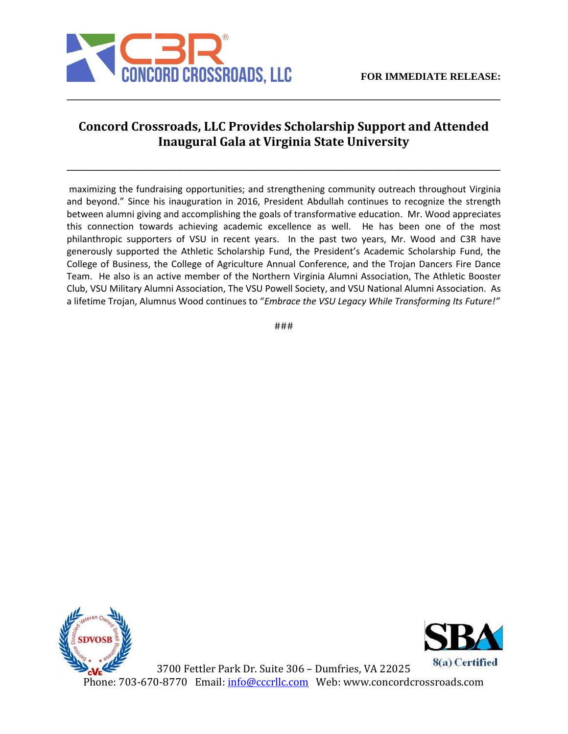FOR IMMEDIATE RELEASE:

## Concord Crossroads, LLC Provides Scholarship Support and Attended Inaugural Gala at Virginia State University

maximizing the fundraising opportunities; and strengthening community outreach throughout Virginia and beyond." Since his inauguration in 2016, President Abdullah continues to recognize the strength between alumni giving and accomplishing the goals of transformative education. Mr. Wood appreciates this connection towards achieving academic excellence as well. He has been one of the most philanthropic supporters of VSU in recent years. In the past two years, Mr. Wood and C3R have generously supported the Athletic Scholarship Fund, the President's Academic Scholarship Fund, the College of Business, the College of Agriculture Annual Conference, and the Trojan Dancers Fire Dance Team. He also is an active member of the Northern Virginia Alumni Association, The Athletic Booster Club, VSU Military Alumni Association, The VSU Powell Society, and VSU National Alumni Association. As a lifetime Trojan, Alumnus Wood continues to "*Embrace the VSU Legacy While Transforming Its Future!*"

###

3700 Fettler Park Dr. Suite 306 – Dumfries, VA 22025
Phone: 703-670-8770 Email: [info@cccrllc.com](mailto:info@cccrllc.com) Web: www.concordcrossroads.com